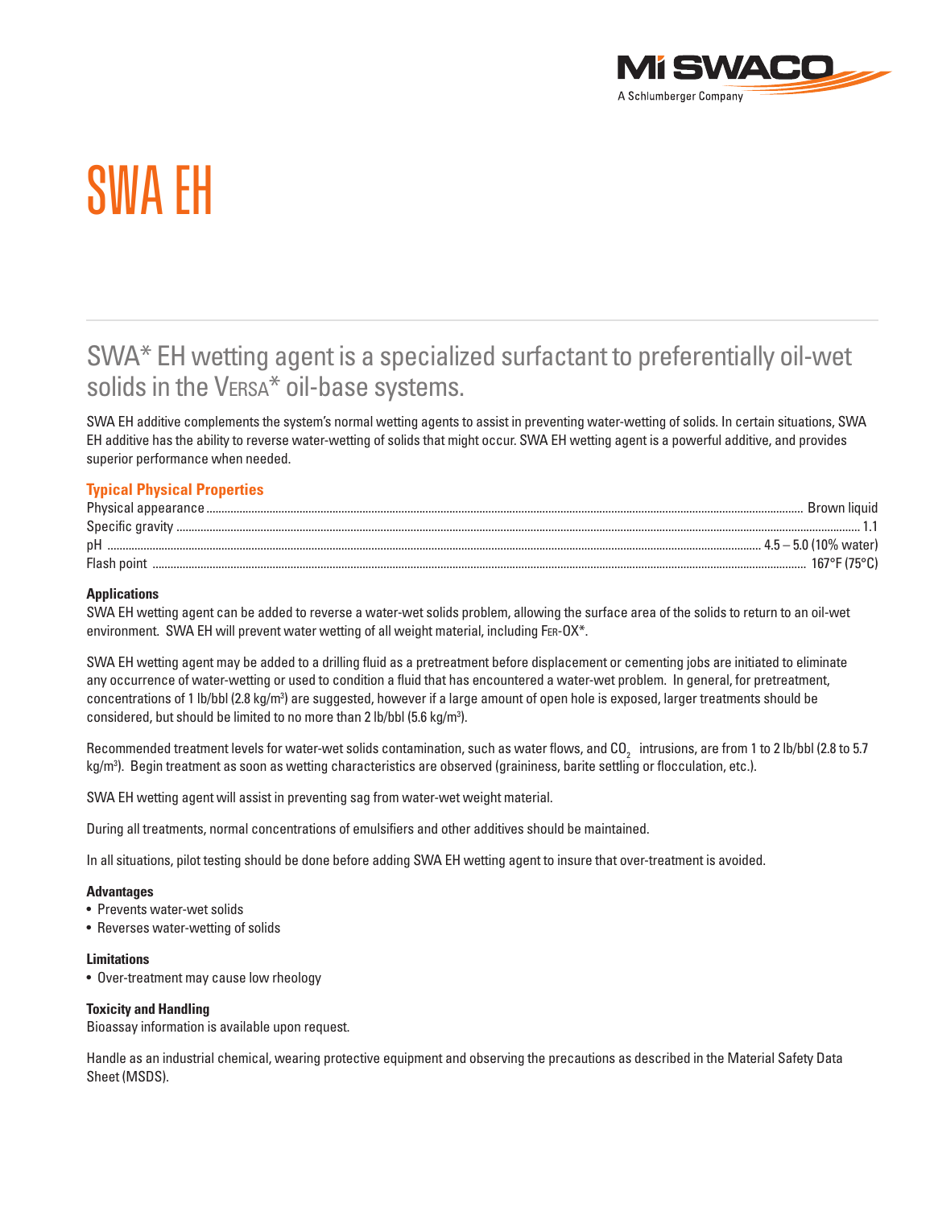M-I SWACO
A Schlumberger Company

# SWA EH

## SWA* EH wetting agent is a specialized surfactant to preferentially oil-wet solids in the VERSA* oil-base systems.

SWA EH additive complements the system's normal wetting agents to assist in preventing water-wetting of solids. In certain situations, SWA EH additive has the ability to reverse water-wetting of solids that might occur. SWA EH wetting agent is a powerful additive, and provides superior performance when needed.

### Typical Physical Properties

| Property | Value |
|---|---|
| Physical appearance | Brown liquid |
| Specific gravity | 1.1 |
| pH | 4.5 – 5.0 (10% water) |
| Flash point | 167°F (75°C) |

**Applications**

SWA EH wetting agent can be added to reverse a water-wet solids problem, allowing the surface area of the solids to return to an oil-wet environment. SWA EH will prevent water wetting of all weight material, including FER-OX*.

SWA EH wetting agent may be added to a drilling fluid as a pretreatment before displacement or cementing jobs are initiated to eliminate any occurrence of water-wetting or used to condition a fluid that has encountered a water-wet problem. In general, for pretreatment, concentrations of 1 lb/bbl (2.8 kg/m$^3$) are suggested, however if a large amount of open hole is exposed, larger treatments should be considered, but should be limited to no more than 2 lb/bbl (5.6 kg/m$^3$).

Recommended treatment levels for water-wet solids contamination, such as water flows, and $CO_2$ intrusions, are from 1 to 2 lb/bbl (2.8 to 5.7 kg/m$^3$). Begin treatment as soon as wetting characteristics are observed (graininess, barite settling or flocculation, etc.).

SWA EH wetting agent will assist in preventing sag from water-wet weight material.

During all treatments, normal concentrations of emulsifiers and other additives should be maintained.

In all situations, pilot testing should be done before adding SWA EH wetting agent to insure that over-treatment is avoided.

**Advantages**

- Prevents water-wet solids
- Reverses water-wetting of solids

**Limitations**

- Over-treatment may cause low rheology

**Toxicity and Handling**

Bioassay information is available upon request.

Handle as an industrial chemical, wearing protective equipment and observing the precautions as described in the Material Safety Data Sheet (MSDS).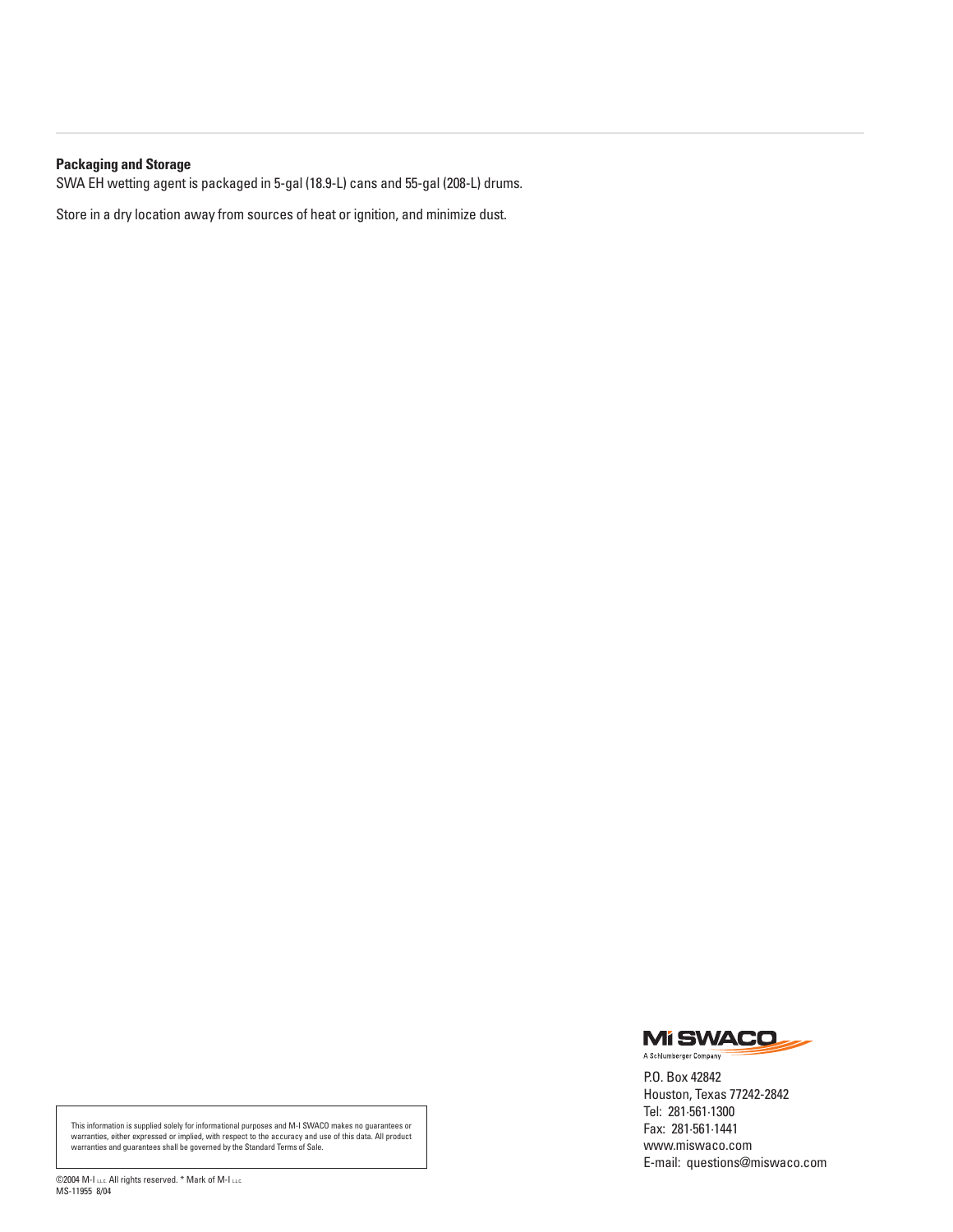### Packaging and Storage

SWA EH wetting agent is packaged in 5-gal (18.9-L) cans and 55-gal (208-L) drums.

Store in a dry location away from sources of heat or ignition, and minimize dust.

This information is supplied solely for informational purposes and M-I SWACO makes no guarantees or warranties, either expressed or implied, with respect to the accuracy and use of this data. All product warranties and guarantees shall be governed by the Standard Terms of Sale.

©2004 M-I L.L.C. All rights reserved. * Mark of M-I L.L.C.
MS-11955 8/04

M-I SWACO
A Schlumberger Company

P.O. Box 42842
Houston, Texas 77242-2842
Tel: 281·561·1300
Fax: 281·561·1441
www.miswaco.com
E-mail: questions@miswaco.com